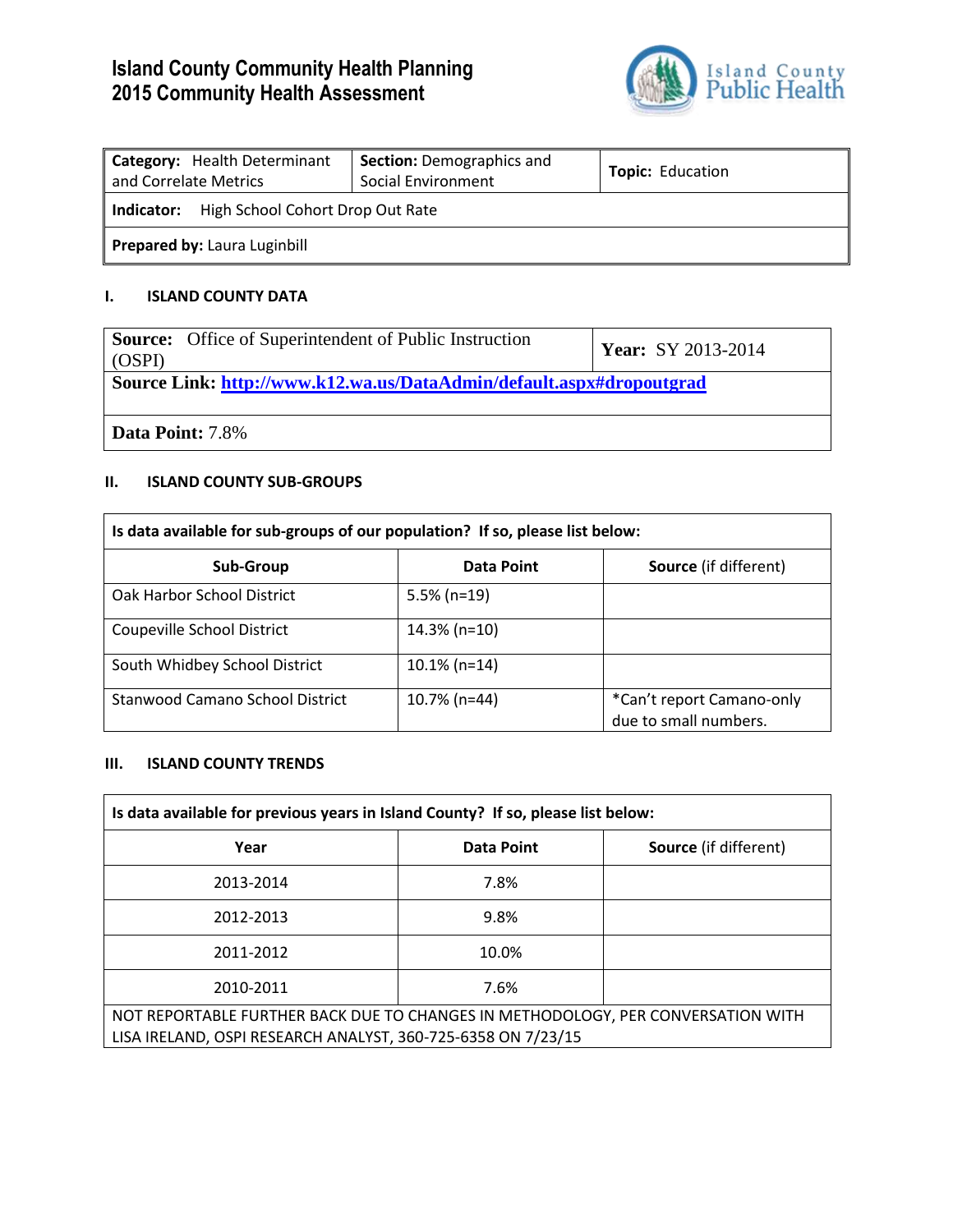# Island County Community Health Planning
# 2015 Community Health Assessment

| **Category:** Health Determinant and Correlate Metrics | **Section:** Demographics and Social Environment | **Topic:** Education |
|---|---|---|
| **Indicator:** High School Cohort Drop Out Rate | | |
| **Prepared by:** Laura Luginbill | | |

## I. ISLAND COUNTY DATA

| **Source:** Office of Superintendent of Public Instruction (OSPI) | **Year:** SY 2013-2014 |
|---|---|
| **Source Link:** http://www.k12.wa.us/DataAdmin/default.aspx#dropoutgrad | |
| **Data Point:** 7.8% | |

## II. ISLAND COUNTY SUB-GROUPS

**Is data available for sub-groups of our population? If so, please list below:**

| Sub-Group | Data Point | Source (if different) |
|---|---|---|
| Oak Harbor School District | 5.5% (n=19) | |
| Coupeville School District | 14.3% (n=10) | |
| South Whidbey School District | 10.1% (n=14) | |
| Stanwood Camano School District | 10.7% (n=44) | *Can't report Camano-only due to small numbers. |

## III. ISLAND COUNTY TRENDS

**Is data available for previous years in Island County? If so, please list below:**

| Year | Data Point | Source (if different) |
|---|---|---|
| 2013-2014 | 7.8% | |
| 2012-2013 | 9.8% | |
| 2011-2012 | 10.0% | |
| 2010-2011 | 7.6% | |
| NOT REPORTABLE FURTHER BACK DUE TO CHANGES IN METHODOLOGY, PER CONVERSATION WITH LISA IRELAND, OSPI RESEARCH ANALYST, 360-725-6358 ON 7/23/15 | | |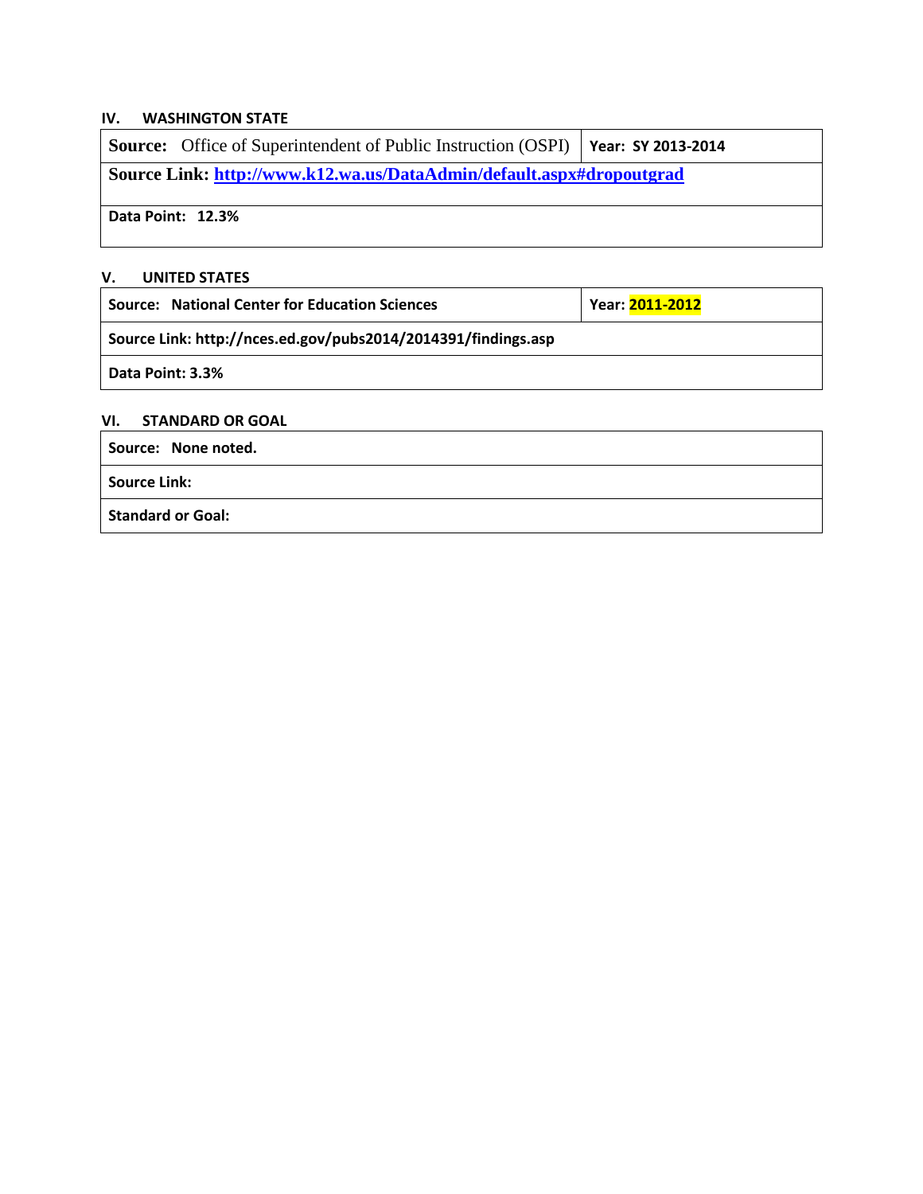## IV. WASHINGTON STATE

| | |
|---|---|
| **Source:** Office of Superintendent of Public Instruction (OSPI) | **Year: SY 2013-2014** |
| **Source Link: [http://www.k12.wa.us/DataAdmin/default.aspx#dropoutgrad](http://www.k12.wa.us/DataAdmin/default.aspx#dropoutgrad)** | |
| **Data Point: 12.3%** | |

## V. UNITED STATES

| | |
|---|---|
| **Source: National Center for Education Sciences** | **Year: 2011-2012** |
| **Source Link: http://nces.ed.gov/pubs2014/2014391/findings.asp** | |
| **Data Point: 3.3%** | |

## VI. STANDARD OR GOAL

| |
|---|
| **Source: None noted.** |
| **Source Link:** |
| **Standard or Goal:** |